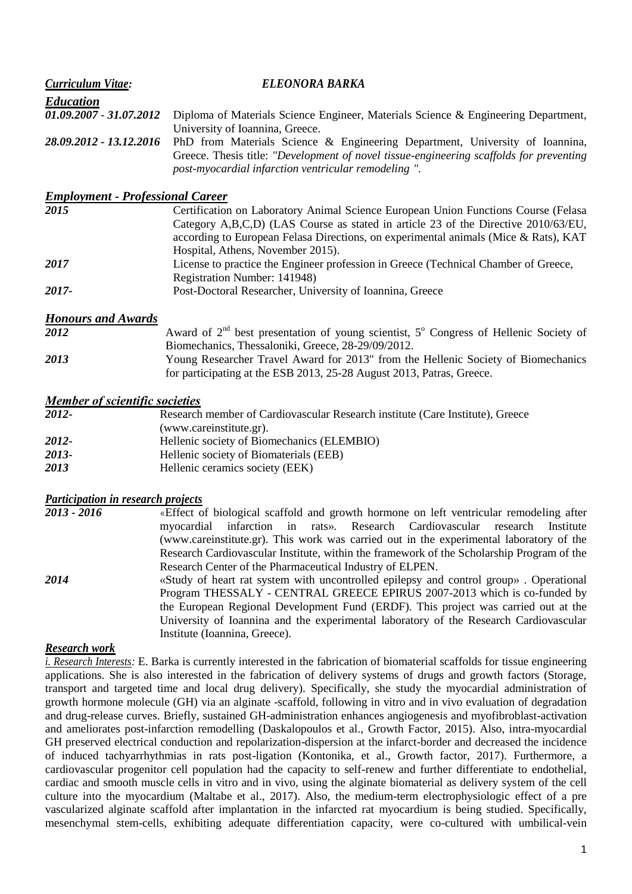# *Curriculum Vitae:* ***ELEONORA BARKA***

## *Education*

***01.09.2007 - 31.07.2012*** Diploma of Materials Science Engineer, Materials Science & Engineering Department, University of Ioannina, Greece.

***28.09.2012 - 13.12.2016*** PhD from Materials Science & Engineering Department, University of Ioannina, Greece. Thesis title: *"Development of novel tissue-engineering scaffolds for preventing post-myocardial infarction ventricular remodeling ".*

## *Employment - Professional Career*

***2015*** Certification on Laboratory Animal Science European Union Functions Course (Felasa Category A,B,C,D) (LAS Course as stated in article 23 of the Directive 2010/63/EU, according to European Felasa Directions, on experimental animals (Mice & Rats), KAT Hospital, Athens, November 2015).

***2017*** License to practice the Engineer profession in Greece (Technical Chamber of Greece, Registration Number: 141948)

***2017-*** Post-Doctoral Researcher, University of Ioannina, Greece

## *Honours and Awards*

***2012*** Award of 2nd best presentation of young scientist, 5o Congress of Hellenic Society of Biomechanics, Thessaloniki, Greece, 28-29/09/2012.

***2013*** Young Researcher Travel Award for 2013" from the Hellenic Society of Biomechanics for participating at the ESB 2013, 25-28 August 2013, Patras, Greece.

## *Member of scientific societies*

***2012-*** Research member of Cardiovascular Research institute (Care Institute), Greece (www.careinstitute.gr).

***2012-*** Hellenic society of Biomechanics (ELEMBIO)

***2013-*** Hellenic society of Biomaterials (EEB)

***2013*** Hellenic ceramics society (EEK)

## *Participation in research projects*

***2013 - 2016*** «Effect of biological scaffold and growth hormone on left ventricular remodeling after myocardial infarction in rats». Research Cardiovascular research Institute (www.careinstitute.gr). This work was carried out in the experimental laboratory of the Research Cardiovascular Institute, within the framework of the Scholarship Program of the Research Center of the Pharmaceutical Industry of ELPEN.

***2014*** «Study of heart rat system with uncontrolled epilepsy and control group» . Operational Program THESSALY - CENTRAL GREECE EPIRUS 2007-2013 which is co-funded by the European Regional Development Fund (ERDF). This project was carried out at the University of Ioannina and the experimental laboratory of the Research Cardiovascular Institute (Ioannina, Greece).

## *Research work*

*i. Research Interests:* E. Barka is currently interested in the fabrication of biomaterial scaffolds for tissue engineering applications. She is also interested in the fabrication of delivery systems of drugs and growth factors (Storage, transport and targeted time and local drug delivery). Specifically, she study the myocardial administration of growth hormone molecule (GH) via an alginate -scaffold, following in vitro and in vivo evaluation of degradation and drug-release curves. Briefly, sustained GH-administration enhances angiogenesis and myofibroblast-activation and ameliorates post-infarction remodelling (Daskalopoulos et al., Growth Factor, 2015). Also, intra-myocardial GH preserved electrical conduction and repolarization-dispersion at the infarct-border and decreased the incidence of induced tachyarrhythmias in rats post-ligation (Kontonika, et al., Growth factor, 2017). Furthermore, a cardiovascular progenitor cell population had the capacity to self-renew and further differentiate to endothelial, cardiac and smooth muscle cells in vitro and in vivo, using the alginate biomaterial as delivery system of the cell culture into the myocardium (Maltabe et al., 2017). Also, the medium-term electrophysiologic effect of a pre vascularized alginate scaffold after implantation in the infarcted rat myocardium is being studied. Specifically, mesenchymal stem-cells, exhibiting adequate differentiation capacity, were co-cultured with umbilical-vein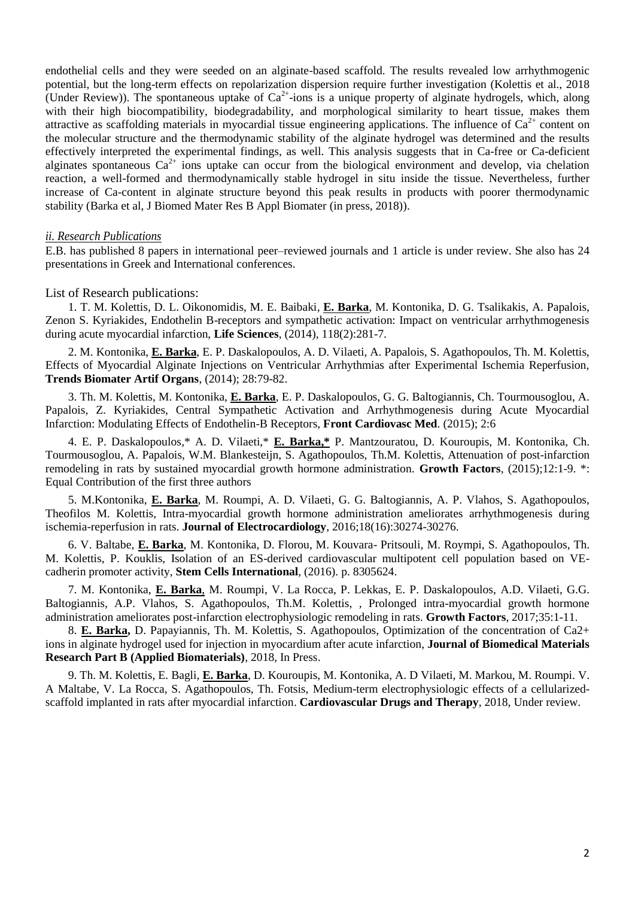endothelial cells and they were seeded on an alginate-based scaffold. The results revealed low arrhythmogenic potential, but the long-term effects on repolarization dispersion require further investigation (Kolettis et al., 2018 (Under Review)). The spontaneous uptake of $Ca^{2+}$-ions is a unique property of alginate hydrogels, which, along with their high biocompatibility, biodegradability, and morphological similarity to heart tissue, makes them attractive as scaffolding materials in myocardial tissue engineering applications. The influence of $Ca^{2+}$ content on the molecular structure and the thermodynamic stability of the alginate hydrogel was determined and the results effectively interpreted the experimental findings, as well. This analysis suggests that in Ca-free or Ca-deficient alginates spontaneous $Ca^{2+}$ ions uptake can occur from the biological environment and develop, via chelation reaction, a well-formed and thermodynamically stable hydrogel in situ inside the tissue. Nevertheless, further increase of Ca-content in alginate structure beyond this peak results in products with poorer thermodynamic stability (Barka et al, J Biomed Mater Res B Appl Biomater (in press, 2018)).

*ii. Research Publications*

E.B. has published 8 papers in international peer–reviewed journals and 1 article is under review. She also has 24 presentations in Greek and International conferences.

List of Research publications:

1. T. M. Kolettis, D. L. Oikonomidis, M. E. Baibaki, **E. Barka**, M. Kontonika, D. G. Tsalikakis, A. Papalois, Zenon S. Kyriakides, Endothelin B-receptors and sympathetic activation: Impact on ventricular arrhythmogenesis during acute myocardial infarction, **Life Sciences**, (2014), 118(2):281-7.

2. M. Kontonika, **E. Barka**, E. P. Daskalopoulos, A. D. Vilaeti, A. Papalois, S. Agathopoulos, Th. M. Kolettis, Effects of Myocardial Alginate Injections on Ventricular Arrhythmias after Experimental Ischemia Reperfusion, **Trends Biomater Artif Organs**, (2014); 28:79-82.

3. Th. M. Kolettis, M. Kontonika, **E. Barka**, E. P. Daskalopoulos, G. G. Baltogiannis, Ch. Tourmousoglou, A. Papalois, Z. Kyriakides, Central Sympathetic Activation and Arrhythmogenesis during Acute Myocardial Infarction: Modulating Effects of Endothelin-B Receptors, **Front Cardiovasc Med**. (2015); 2:6

4. E. P. Daskalopoulos,* A. D. Vilaeti,* **E. Barka,*** P. Mantzouratou, D. Kouroupis, M. Kontonika, Ch. Tourmousoglou, A. Papalois, W.M. Blankesteijn, S. Agathopoulos, Th.M. Kolettis, Attenuation of post-infarction remodeling in rats by sustained myocardial growth hormone administration. **Growth Factors**, (2015);12:1-9. *: Equal Contribution of the first three authors

5. M.Kontonika, **E. Barka**, M. Roumpi, A. D. Vilaeti, G. G. Baltogiannis, A. P. Vlahos, S. Agathopoulos, Theofilos M. Kolettis, Intra-myocardial growth hormone administration ameliorates arrhythmogenesis during ischemia-reperfusion in rats. **Journal of Electrocardiology**, 2016;18(16):30274-30276.

6. V. Baltabe, **E. Barka**, M. Kontonika, D. Florou, M. Kouvara- Pritsouli, M. Roympi, S. Agathopoulos, Th. M. Kolettis, P. Kouklis, Isolation of an ES-derived cardiovascular multipotent cell population based on VE-cadherin promoter activity, **Stem Cells International**, (2016). p. 8305624.

7. M. Kontonika, **E. Barka**, M. Roumpi, V. La Rocca, P. Lekkas, E. P. Daskalopoulos, A.D. Vilaeti, G.G. Baltogiannis, A.P. Vlahos, S. Agathopoulos, Th.M. Kolettis, , Prolonged intra-myocardial growth hormone administration ameliorates post-infarction electrophysiologic remodeling in rats. **Growth Factors**, 2017;35:1-11.

8. **E. Barka,** D. Papayiannis, Th. M. Kolettis, S. Agathopoulos, Optimization of the concentration of Ca2+ ions in alginate hydrogel used for injection in myocardium after acute infarction, **Journal of Biomedical Materials Research Part B (Applied Biomaterials)**, 2018, In Press.

9. Th. M. Kolettis, E. Bagli, **E. Barka**, D. Kouroupis, M. Kontonika, A. D Vilaeti, M. Markou, M. Roumpi. V. A Maltabe, V. La Rocca, S. Agathopoulos, Th. Fotsis, Medium-term electrophysiologic effects of a cellularized-scaffold implanted in rats after myocardial infarction. **Cardiovascular Drugs and Therapy**, 2018, Under review.